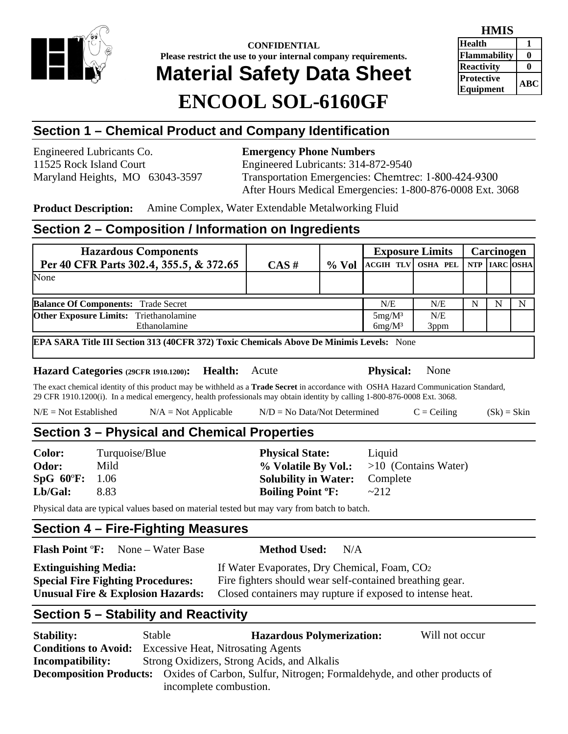**CONFIDENTIAL**
**Please restrict the use to your internal company requirements.**

# Material Safety Data Sheet

# ENCOOL SOL-6160GF

| HMIS | |
|---|---|
| Health | 1 |
| Flammability | 0 |
| Reactivity | 0 |
| Protective Equipment | ABC |

## Section 1 – Chemical Product and Company Identification

Engineered Lubricants Co.
11525 Rock Island Court
Maryland Heights, MO 63043-3597

**Emergency Phone Numbers**
Engineered Lubricants: 314-872-9540
Transportation Emergencies: Chemtrec: 1-800-424-9300
After Hours Medical Emergencies: 1-800-876-0008 Ext. 3068

**Product Description:** Amine Complex, Water Extendable Metalworking Fluid

## Section 2 – Composition / Information on Ingredients

| Hazardous Components Per 40 CFR Parts 302.4, 355.5, & 372.65 | CAS # | % Vol | Exposure Limits | | Carcinogen | | |
|---|---|---|---|---|---|---|---|
| | | | ACGIH TLV | OSHA PEL | NTP | IARC | OSHA |
| None | | | | | | | |
| **Balance Of Components:** Trade Secret | | | N/E | N/E | N | N | N |
| **Other Exposure Limits:** Triethanolamine | | | $5 mg/M^3$ | N/E | | | |
| Ethanolamine | | | $6 mg/M^3$ | 3ppm | | | |

**EPA SARA Title III Section 313 (40CFR 372) Toxic Chemicals Above De Minimis Levels:** None

**Hazard Categories (29CFR 1910.1200): Health:** Acute **Physical:** None

The exact chemical identity of this product may be withheld as a **Trade Secret** in accordance with OSHA Hazard Communication Standard, 29 CFR 1910.1200(i). In a medical emergency, health professionals may obtain identity by calling 1-800-876-0008 Ext. 3068.

N/E = Not Established N/A = Not Applicable N/D = No Data/Not Determined C = Ceiling (Sk) = Skin

## Section 3 – Physical and Chemical Properties

**Color:** Turquoise/Blue
**Odor:** Mild
**SpG 60ºF:** 1.06
**Lb/Gal:** 8.83

**Physical State:** Liquid
**% Volatile By Vol.:** >10 (Contains Water)
**Solubility in Water:** Complete
**Boiling Point ºF:** ~212

Physical data are typical values based on material tested but may vary from batch to batch.

## Section 4 – Fire-Fighting Measures

**Flash Point ºF:** None – Water Base **Method Used:** N/A

**Extinguishing Media:** If Water Evaporates, Dry Chemical, Foam, $CO_2$
**Special Fire Fighting Procedures:** Fire fighters should wear self-contained breathing gear.
**Unusual Fire & Explosion Hazards:** Closed containers may rupture if exposed to intense heat.

## Section 5 – Stability and Reactivity

**Stability:** Stable **Hazardous Polymerization:** Will not occur
**Conditions to Avoid:** Excessive Heat, Nitrosating Agents
**Incompatibility:** Strong Oxidizers, Strong Acids, and Alkalis
**Decomposition Products:** Oxides of Carbon, Sulfur, Nitrogen; Formaldehyde, and other products of incomplete combustion.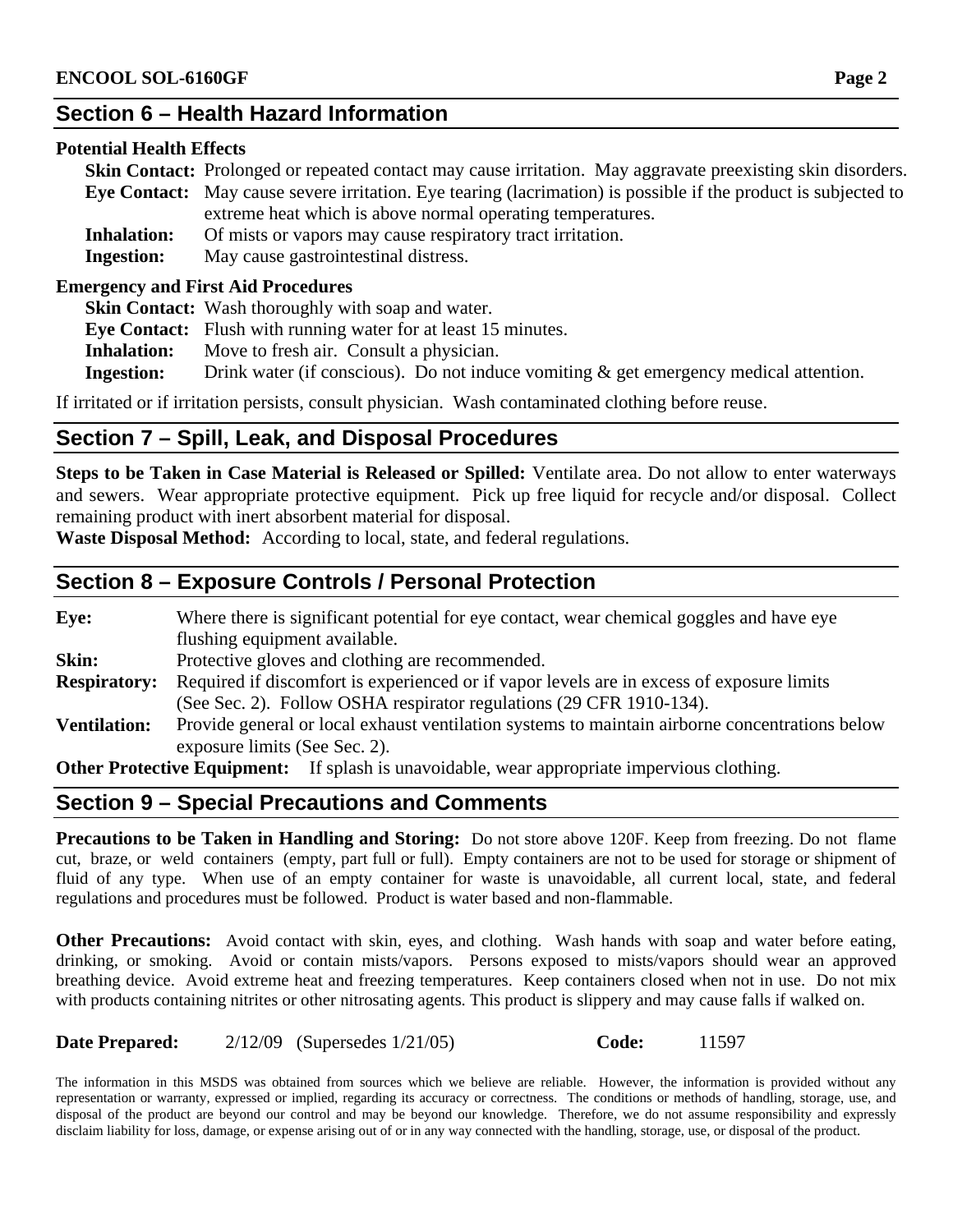## Section 6 – Health Hazard Information

**Potential Health Effects**

**Skin Contact:** Prolonged or repeated contact may cause irritation. May aggravate preexisting skin disorders.
**Eye Contact:** May cause severe irritation. Eye tearing (lacrimation) is possible if the product is subjected to extreme heat which is above normal operating temperatures.
**Inhalation:** Of mists or vapors may cause respiratory tract irritation.
**Ingestion:** May cause gastrointestinal distress.

**Emergency and First Aid Procedures**

**Skin Contact:** Wash thoroughly with soap and water.
**Eye Contact:** Flush with running water for at least 15 minutes.
**Inhalation:** Move to fresh air. Consult a physician.
**Ingestion:** Drink water (if conscious). Do not induce vomiting & get emergency medical attention.

If irritated or if irritation persists, consult physician. Wash contaminated clothing before reuse.

## Section 7 – Spill, Leak, and Disposal Procedures

**Steps to be Taken in Case Material is Released or Spilled:** Ventilate area. Do not allow to enter waterways and sewers. Wear appropriate protective equipment. Pick up free liquid for recycle and/or disposal. Collect remaining product with inert absorbent material for disposal.
**Waste Disposal Method:** According to local, state, and federal regulations.

## Section 8 – Exposure Controls / Personal Protection

**Eye:** Where there is significant potential for eye contact, wear chemical goggles and have eye flushing equipment available.
**Skin:** Protective gloves and clothing are recommended.
**Respiratory:** Required if discomfort is experienced or if vapor levels are in excess of exposure limits (See Sec. 2). Follow OSHA respirator regulations (29 CFR 1910-134).
**Ventilation:** Provide general or local exhaust ventilation systems to maintain airborne concentrations below exposure limits (See Sec. 2).
**Other Protective Equipment:** If splash is unavoidable, wear appropriate impervious clothing.

## Section 9 – Special Precautions and Comments

**Precautions to be Taken in Handling and Storing:** Do not store above 120F. Keep from freezing. Do not flame cut, braze, or weld containers (empty, part full or full). Empty containers are not to be used for storage or shipment of fluid of any type. When use of an empty container for waste is unavoidable, all current local, state, and federal regulations and procedures must be followed. Product is water based and non-flammable.

**Other Precautions:** Avoid contact with skin, eyes, and clothing. Wash hands with soap and water before eating, drinking, or smoking. Avoid or contain mists/vapors. Persons exposed to mists/vapors should wear an approved breathing device. Avoid extreme heat and freezing temperatures. Keep containers closed when not in use. Do not mix with products containing nitrites or other nitrosating agents. This product is slippery and may cause falls if walked on.

**Date Prepared:** 2/12/09 (Supersedes 1/21/05) **Code:** 11597

The information in this MSDS was obtained from sources which we believe are reliable. However, the information is provided without any representation or warranty, expressed or implied, regarding its accuracy or correctness. The conditions or methods of handling, storage, use, and disposal of the product are beyond our control and may be beyond our knowledge. Therefore, we do not assume responsibility and expressly disclaim liability for loss, damage, or expense arising out of or in any way connected with the handling, storage, use, or disposal of the product.